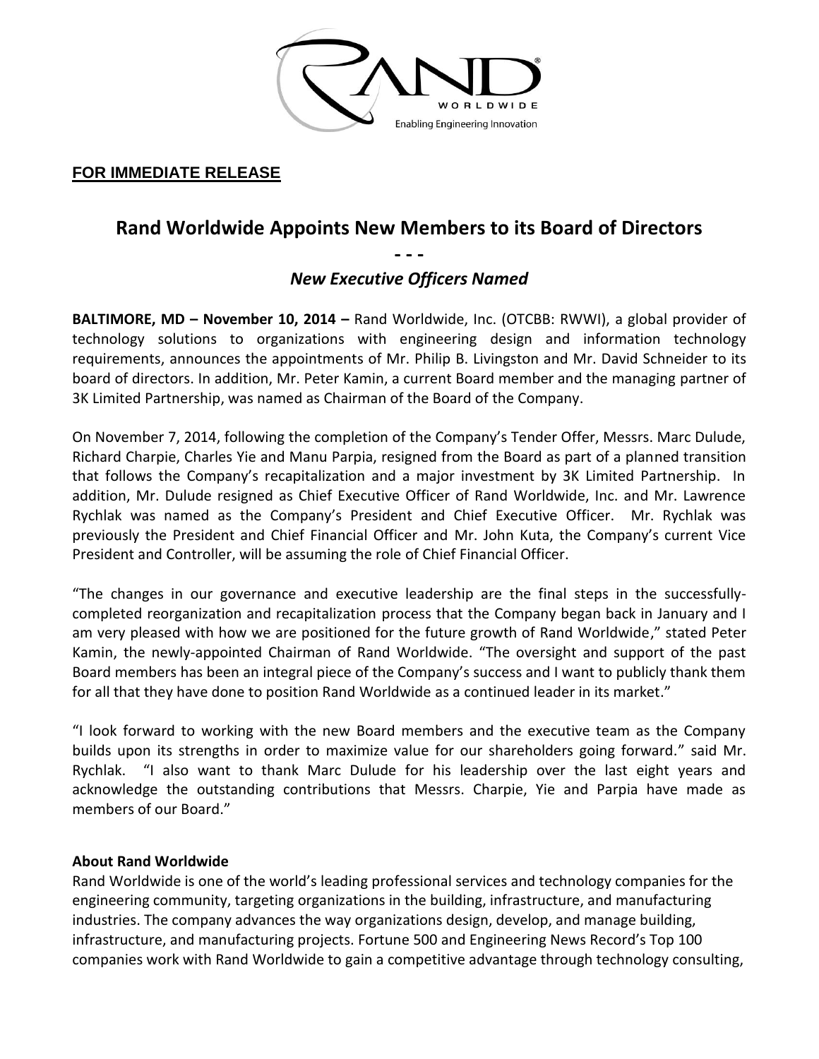**FOR IMMEDIATE RELEASE**

# Rand Worldwide Appoints New Members to its Board of Directors

**- - -**

## *New Executive Officers Named*

**BALTIMORE, MD – November 10, 2014 –** Rand Worldwide, Inc. (OTCBB: RWWI), a global provider of technology solutions to organizations with engineering design and information technology requirements, announces the appointments of Mr. Philip B. Livingston and Mr. David Schneider to its board of directors. In addition, Mr. Peter Kamin, a current Board member and the managing partner of 3K Limited Partnership, was named as Chairman of the Board of the Company.

On November 7, 2014, following the completion of the Company's Tender Offer, Messrs. Marc Dulude, Richard Charpie, Charles Yie and Manu Parpia, resigned from the Board as part of a planned transition that follows the Company's recapitalization and a major investment by 3K Limited Partnership. In addition, Mr. Dulude resigned as Chief Executive Officer of Rand Worldwide, Inc. and Mr. Lawrence Rychlak was named as the Company's President and Chief Executive Officer. Mr. Rychlak was previously the President and Chief Financial Officer and Mr. John Kuta, the Company's current Vice President and Controller, will be assuming the role of Chief Financial Officer.

"The changes in our governance and executive leadership are the final steps in the successfully-completed reorganization and recapitalization process that the Company began back in January and I am very pleased with how we are positioned for the future growth of Rand Worldwide," stated Peter Kamin, the newly-appointed Chairman of Rand Worldwide. "The oversight and support of the past Board members has been an integral piece of the Company's success and I want to publicly thank them for all that they have done to position Rand Worldwide as a continued leader in its market."

"I look forward to working with the new Board members and the executive team as the Company builds upon its strengths in order to maximize value for our shareholders going forward." said Mr. Rychlak. "I also want to thank Marc Dulude for his leadership over the last eight years and acknowledge the outstanding contributions that Messrs. Charpie, Yie and Parpia have made as members of our Board."

**About Rand Worldwide**

Rand Worldwide is one of the world's leading professional services and technology companies for the engineering community, targeting organizations in the building, infrastructure, and manufacturing industries. The company advances the way organizations design, develop, and manage building, infrastructure, and manufacturing projects. Fortune 500 and Engineering News Record's Top 100 companies work with Rand Worldwide to gain a competitive advantage through technology consulting,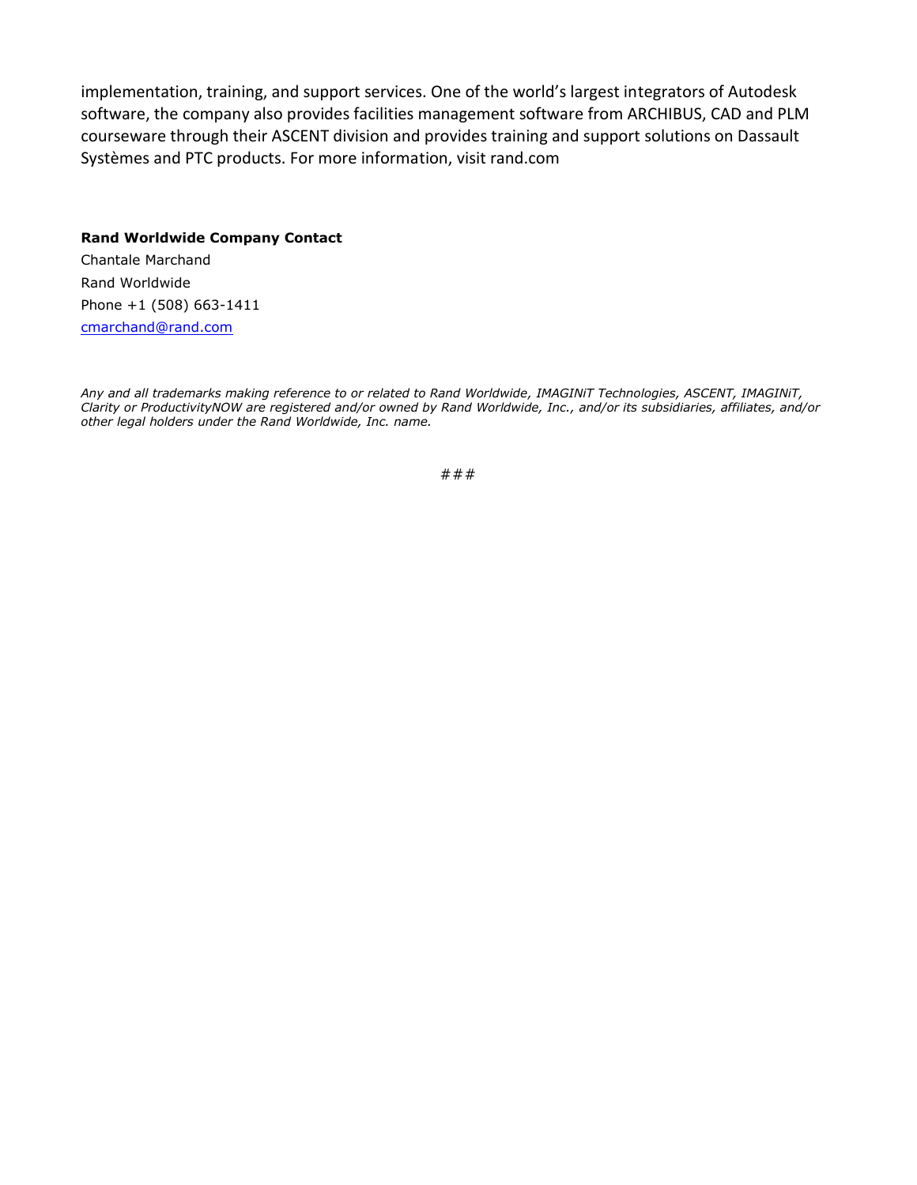implementation, training, and support services. One of the world's largest integrators of Autodesk software, the company also provides facilities management software from ARCHIBUS, CAD and PLM courseware through their ASCENT division and provides training and support solutions on Dassault Systèmes and PTC products. For more information, visit rand.com

**Rand Worldwide Company Contact**
Chantale Marchand
Rand Worldwide
Phone +1 (508) 663-1411
cmarchand@rand.com

*Any and all trademarks making reference to or related to Rand Worldwide, IMAGINiT Technologies, ASCENT, IMAGINiT, Clarity or ProductivityNOW are registered and/or owned by Rand Worldwide, Inc., and/or its subsidiaries, affiliates, and/or other legal holders under the Rand Worldwide, Inc. name.*

###